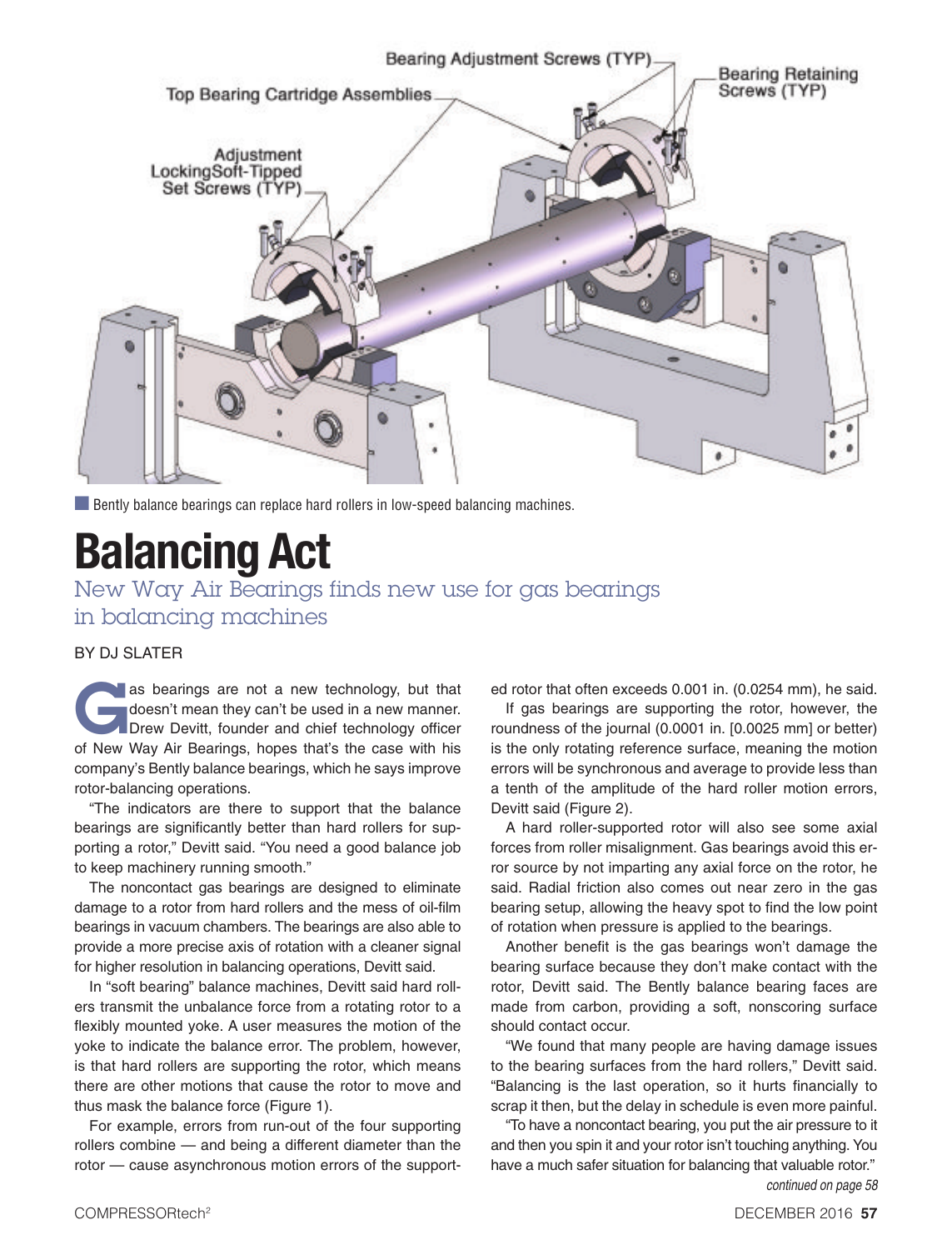Bently balance bearings can replace hard rollers in low-speed balancing machines.

# Balancing Act

## New Way Air Bearings finds new use for gas bearings in balancing machines

BY DJ SLATER

Gas bearings are not a new technology, but that doesn't mean they can't be used in a new manner. Drew Devitt, founder and chief technology officer of New Way Air Bearings, hopes that's the case with his company's Bently balance bearings, which he says improve rotor-balancing operations.

"The indicators are there to support that the balance bearings are significantly better than hard rollers for supporting a rotor," Devitt said. "You need a good balance job to keep machinery running smooth."

The noncontact gas bearings are designed to eliminate damage to a rotor from hard rollers and the mess of oil-film bearings in vacuum chambers. The bearings are also able to provide a more precise axis of rotation with a cleaner signal for higher resolution in balancing operations, Devitt said.

In "soft bearing" balance machines, Devitt said hard rollers transmit the unbalance force from a rotating rotor to a flexibly mounted yoke. A user measures the motion of the yoke to indicate the balance error. The problem, however, is that hard rollers are supporting the rotor, which means there are other motions that cause the rotor to move and thus mask the balance force (Figure 1).

For example, errors from run-out of the four supporting rollers combine — and being a different diameter than the rotor — cause asynchronous motion errors of the supported rotor that often exceeds 0.001 in. (0.0254 mm), he said.

If gas bearings are supporting the rotor, however, the roundness of the journal (0.0001 in. [0.0025 mm] or better) is the only rotating reference surface, meaning the motion errors will be synchronous and average to provide less than a tenth of the amplitude of the hard roller motion errors, Devitt said (Figure 2).

A hard roller-supported rotor will also see some axial forces from roller misalignment. Gas bearings avoid this error source by not imparting any axial force on the rotor, he said. Radial friction also comes out near zero in the gas bearing setup, allowing the heavy spot to find the low point of rotation when pressure is applied to the bearings.

Another benefit is the gas bearings won't damage the bearing surface because they don't make contact with the rotor, Devitt said. The Bently balance bearing faces are made from carbon, providing a soft, nonscoring surface should contact occur.

"We found that many people are having damage issues to the bearing surfaces from the hard rollers," Devitt said. "Balancing is the last operation, so it hurts financially to scrap it then, but the delay in schedule is even more painful.

"To have a noncontact bearing, you put the air pressure to it and then you spin it and your rotor isn't touching anything. You have a much safer situation for balancing that valuable rotor."

*continued on page 58*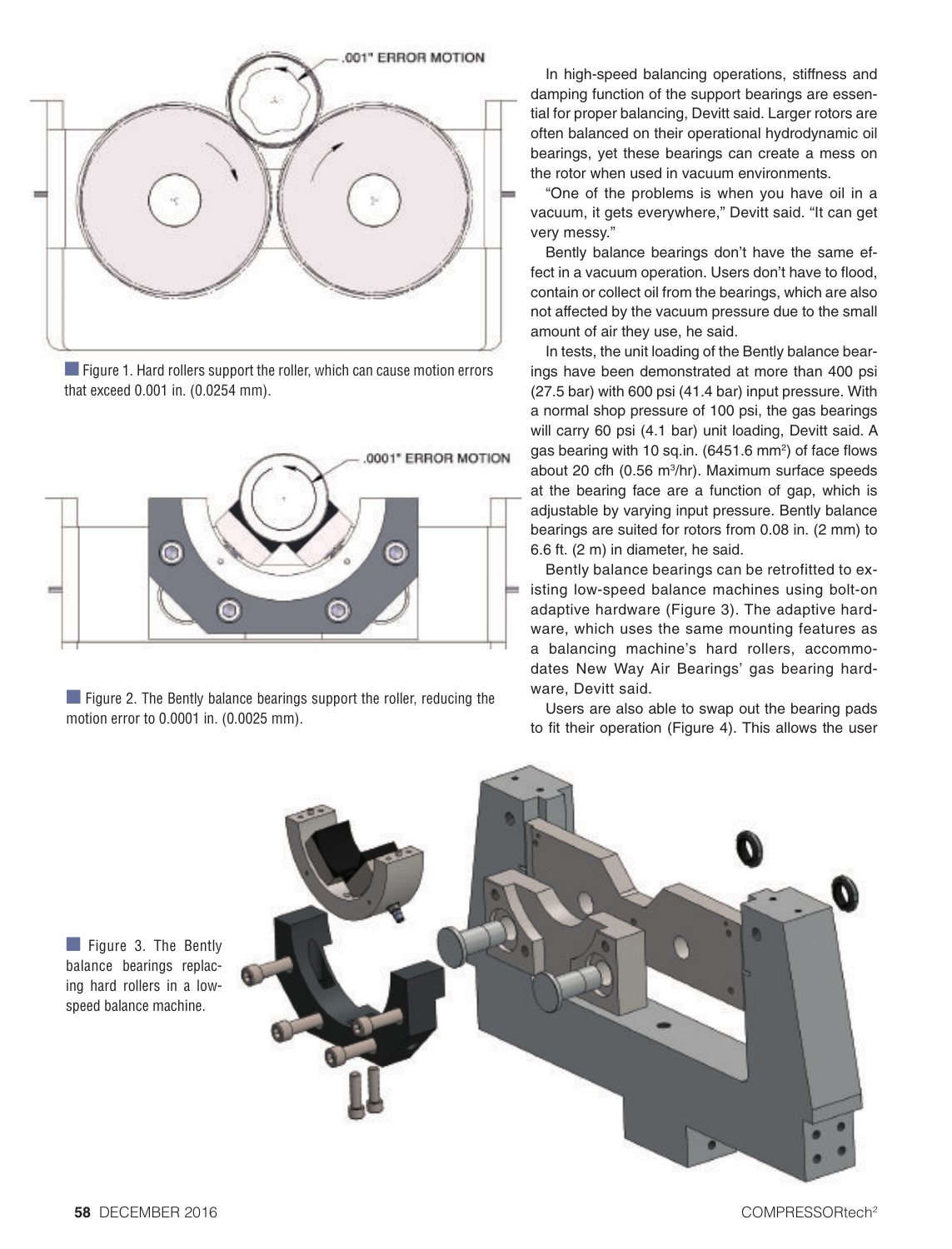Figure 1. Hard rollers support the roller, which can cause motion errors that exceed 0.001 in. (0.0254 mm).

Figure 2. The Bently balance bearings support the roller, reducing the motion error to 0.0001 in. (0.0025 mm).

In high-speed balancing operations, stiffness and damping function of the support bearings are essential for proper balancing, Devitt said. Larger rotors are often balanced on their operational hydrodynamic oil bearings, yet these bearings can create a mess on the rotor when used in vacuum environments.

"One of the problems is when you have oil in a vacuum, it gets everywhere," Devitt said. "It can get very messy."

Bently balance bearings don't have the same effect in a vacuum operation. Users don't have to flood, contain or collect oil from the bearings, which are also not affected by the vacuum pressure due to the small amount of air they use, he said.

In tests, the unit loading of the Bently balance bearings have been demonstrated at more than 400 psi (27.5 bar) with 600 psi (41.4 bar) input pressure. With a normal shop pressure of 100 psi, the gas bearings will carry 60 psi (4.1 bar) unit loading, Devitt said. A gas bearing with 10 sq.in. (6451.6 mm$^2$) of face flows about 20 cfh (0.56 m$^3$/hr). Maximum surface speeds at the bearing face are a function of gap, which is adjustable by varying input pressure. Bently balance bearings are suited for rotors from 0.08 in. (2 mm) to 6.6 ft. (2 m) in diameter, he said.

Bently balance bearings can be retrofitted to existing low-speed balance machines using bolt-on adaptive hardware (Figure 3). The adaptive hardware, which uses the same mounting features as a balancing machine's hard rollers, accommodates New Way Air Bearings' gas bearing hardware, Devitt said.

Users are also able to swap out the bearing pads to fit their operation (Figure 4). This allows the user

Figure 3. The Bently balance bearings replacing hard rollers in a low-speed balance machine.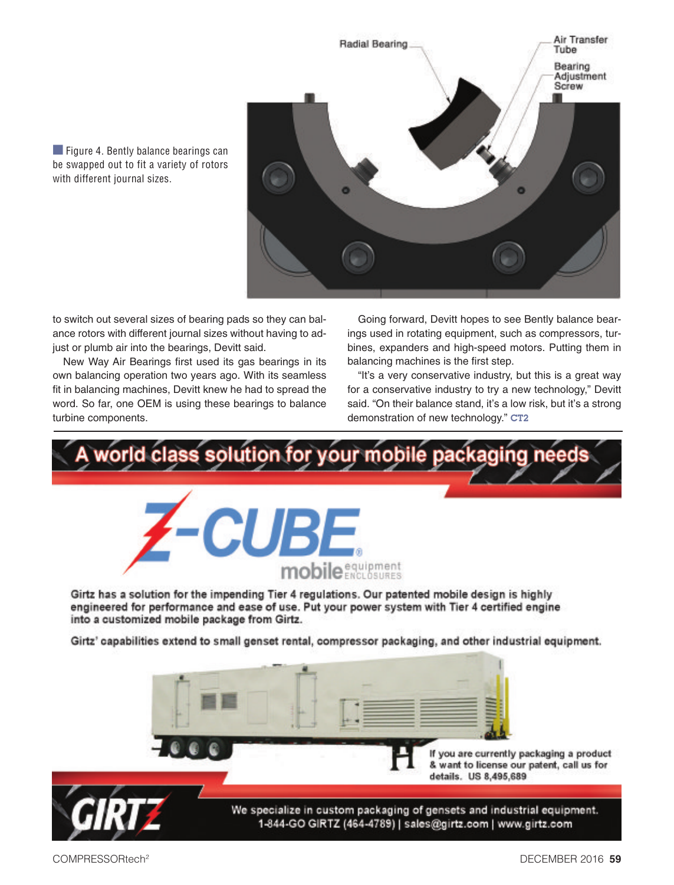Radial Bearing

Air Transfer Tube

Bearing Adjustment Screw

Figure 4. Bently balance bearings can be swapped out to fit a variety of rotors with different journal sizes.

to switch out several sizes of bearing pads so they can balance rotors with different journal sizes without having to adjust or plumb air into the bearings, Devitt said.

New Way Air Bearings first used its gas bearings in its own balancing operation two years ago. With its seamless fit in balancing machines, Devitt knew he had to spread the word. So far, one OEM is using these bearings to balance turbine components.

Going forward, Devitt hopes to see Bently balance bearings used in rotating equipment, such as compressors, turbines, expanders and high-speed motors. Putting them in balancing machines is the first step.

"It's a very conservative industry, but this is a great way for a conservative industry to try a new technology," Devitt said. "On their balance stand, it's a low risk, but it's a strong demonstration of new technology." **CT2**

---

## A world class solution for your mobile packaging needs

**Z-CUBE® mobile equipment ENCLOSURES**

**Girtz has a solution for the impending Tier 4 regulations. Our patented mobile design is highly engineered for performance and ease of use. Put your power system with Tier 4 certified engine into a customized mobile package from Girtz.**

**Girtz' capabilities extend to small genset rental, compressor packaging, and other industrial equipment.**

**If you are currently packaging a product & want to license our patent, call us for details. US 8,495,689**

**GIRTZ**

**We specialize in custom packaging of gensets and industrial equipment.**
**1-844-GO GIRTZ (464-4789) | sales@girtz.com | www.girtz.com**